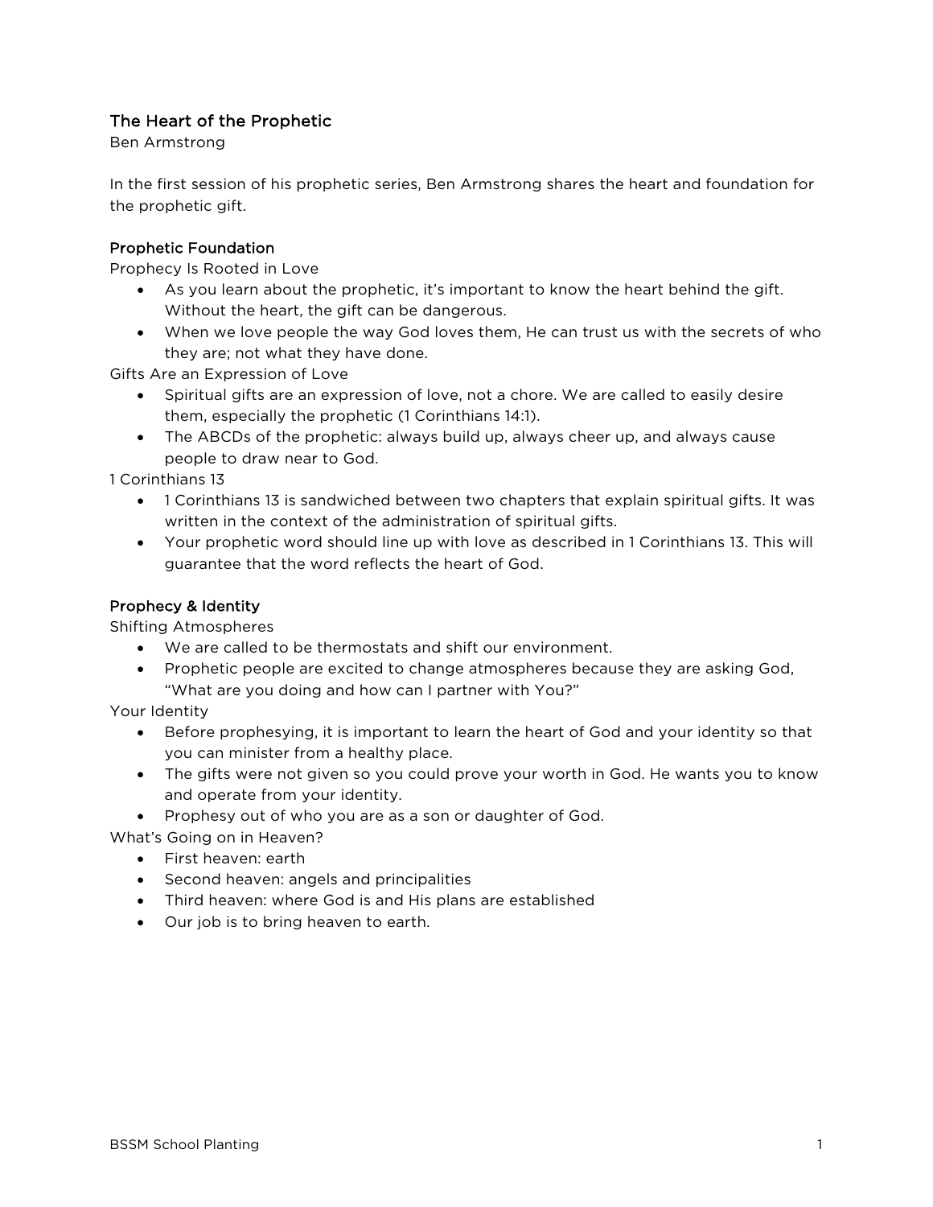# The Heart of the Prophetic

Ben Armstrong

In the first session of his prophetic series, Ben Armstrong shares the heart and foundation for the prophetic gift.

## Prophetic Foundation

Prophecy Is Rooted in Love

- As you learn about the prophetic, it's important to know the heart behind the gift. Without the heart, the gift can be dangerous.
- When we love people the way God loves them, He can trust us with the secrets of who they are; not what they have done.

Gifts Are an Expression of Love

- Spiritual gifts are an expression of love, not a chore. We are called to easily desire them, especially the prophetic (1 Corinthians 14:1).
- The ABCDs of the prophetic: always build up, always cheer up, and always cause people to draw near to God.

1 Corinthians 13

- 1 Corinthians 13 is sandwiched between two chapters that explain spiritual gifts. It was written in the context of the administration of spiritual gifts.
- Your prophetic word should line up with love as described in 1 Corinthians 13. This will guarantee that the word reflects the heart of God.

## Prophecy & Identity

Shifting Atmospheres

- We are called to be thermostats and shift our environment.
- Prophetic people are excited to change atmospheres because they are asking God, "What are you doing and how can I partner with You?"

Your Identity

- Before prophesying, it is important to learn the heart of God and your identity so that you can minister from a healthy place.
- The gifts were not given so you could prove your worth in God. He wants you to know and operate from your identity.
- Prophesy out of who you are as a son or daughter of God.

What's Going on in Heaven?

- First heaven: earth
- Second heaven: angels and principalities
- Third heaven: where God is and His plans are established
- Our job is to bring heaven to earth.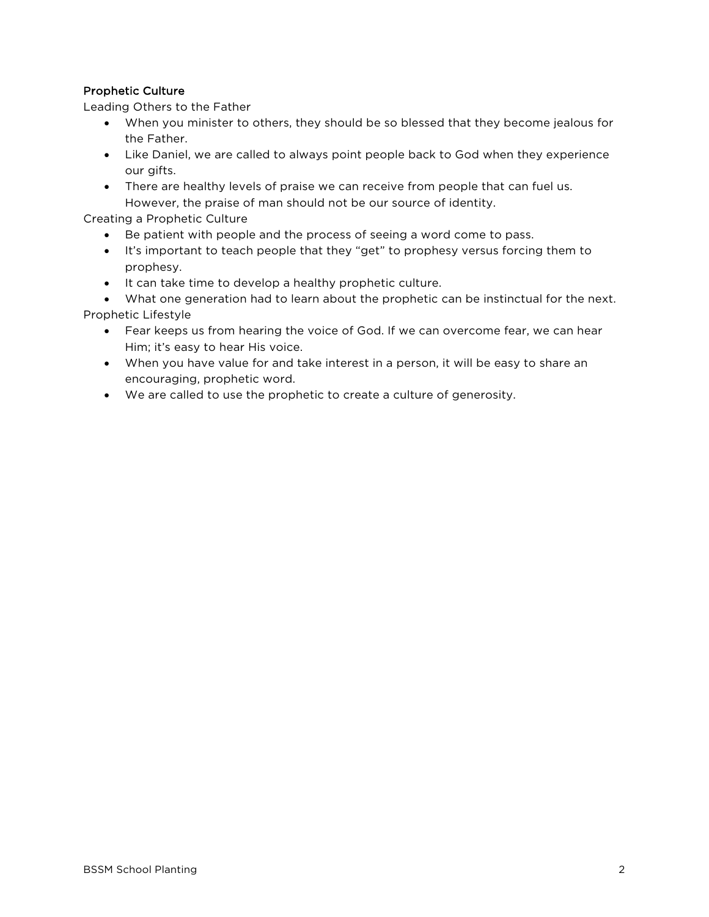## Prophetic Culture

### Leading Others to the Father

- When you minister to others, they should be so blessed that they become jealous for the Father.
- Like Daniel, we are called to always point people back to God when they experience our gifts.
- There are healthy levels of praise we can receive from people that can fuel us. However, the praise of man should not be our source of identity.

### Creating a Prophetic Culture

- Be patient with people and the process of seeing a word come to pass.
- It's important to teach people that they "get" to prophesy versus forcing them to prophesy.
- It can take time to develop a healthy prophetic culture.
- What one generation had to learn about the prophetic can be instinctual for the next.

### Prophetic Lifestyle

- Fear keeps us from hearing the voice of God. If we can overcome fear, we can hear Him; it's easy to hear His voice.
- When you have value for and take interest in a person, it will be easy to share an encouraging, prophetic word.
- We are called to use the prophetic to create a culture of generosity.